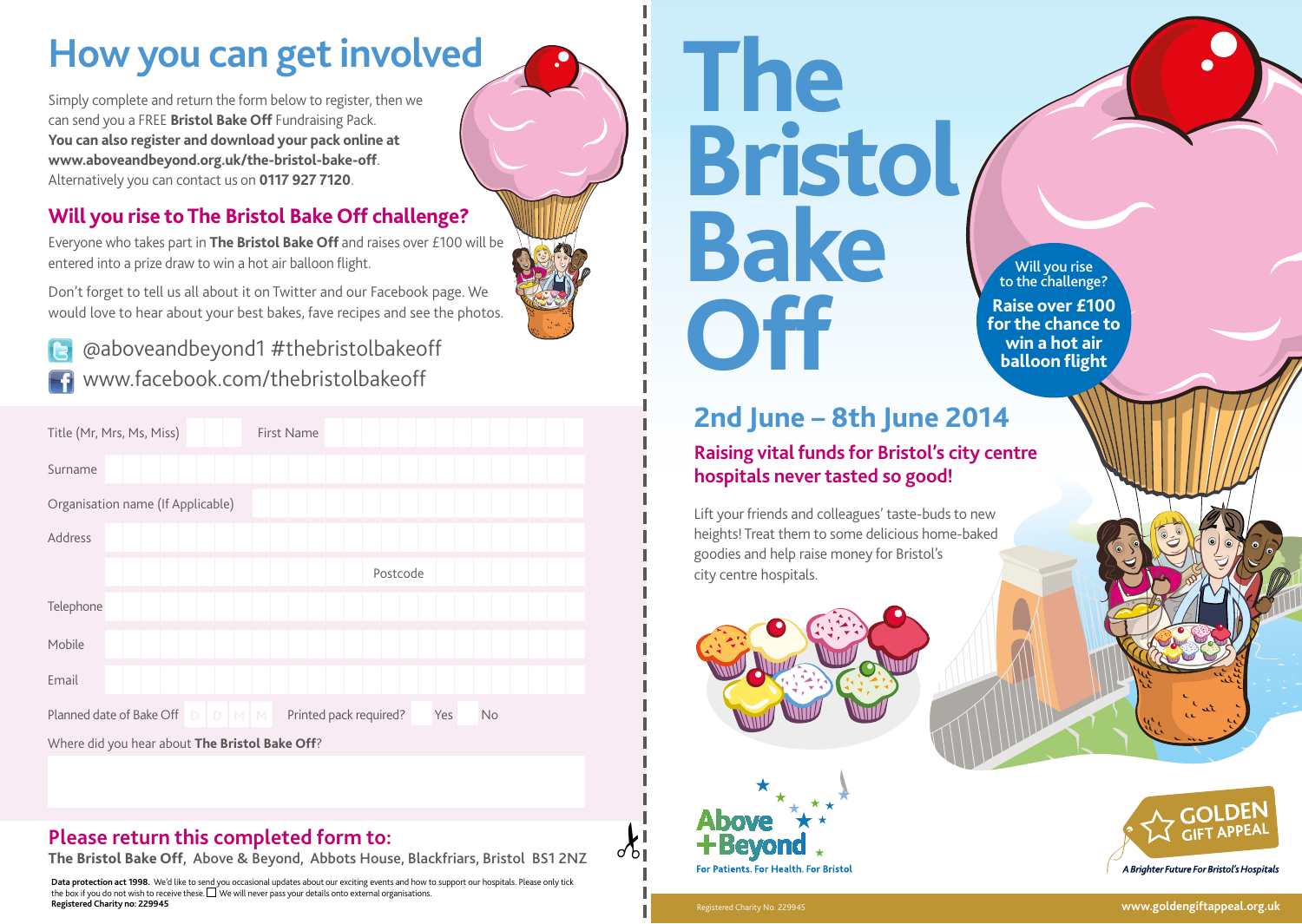# How you can get involved

Simply complete and return the form below to register, then we can send you a FREE **Bristol Bake Off** Fundraising Pack. **You can also register and download your pack online at www.aboveandbeyond.org.uk/the-bristol-bake-off**. Alternatively you can contact us on **0117 927 7120**.

## Will you rise to The Bristol Bake Off challenge?

Everyone who takes part in **The Bristol Bake Off** and raises over £100 will be entered into a prize draw to win a hot air balloon flight.

Don't forget to tell us all about it on Twitter and our Facebook page. We would love to hear about your best bakes, fave recipes and see the photos.

@aboveandbeyond1 #thebristolbakeoff

www.facebook.com/thebristolbakeoff

Title (Mr, Mrs, Ms, Miss) First Name

Surname

Organisation name (If Applicable)

Address

Postcode

Telephone

Mobile

Email

Planned date of Bake Off D D M M Printed pack required? Yes No

Where did you hear about **The Bristol Bake Off**?

## Please return this completed form to:

**The Bristol Bake Off, Above & Beyond, Abbots House, Blackfriars, Bristol BS1 2NZ**

**Data protection act 1998.** We'd like to send you occasional updates about our exciting events and how to support our hospitals. Please only tick the box if you do not wish to receive these. ☐ We will never pass your details onto external organisations.
**Registered Charity no: 229945**

# The Bristol Bake Off

Will you rise to the challenge?

**Raise over £100 for the chance to win a hot air balloon flight**

## 2nd June – 8th June 2014

### Raising vital funds for Bristol's city centre hospitals never tasted so good!

Lift your friends and colleagues' taste-buds to new heights! Treat them to some delicious home-baked goodies and help raise money for Bristol's city centre hospitals.

Above + Beyond
For Patients. For Health. For Bristol

GOLDEN GIFT APPEAL
*A Brighter Future For Bristol's Hospitals*

Registered Charity No. 229945

**www.goldengiftappeal.org.uk**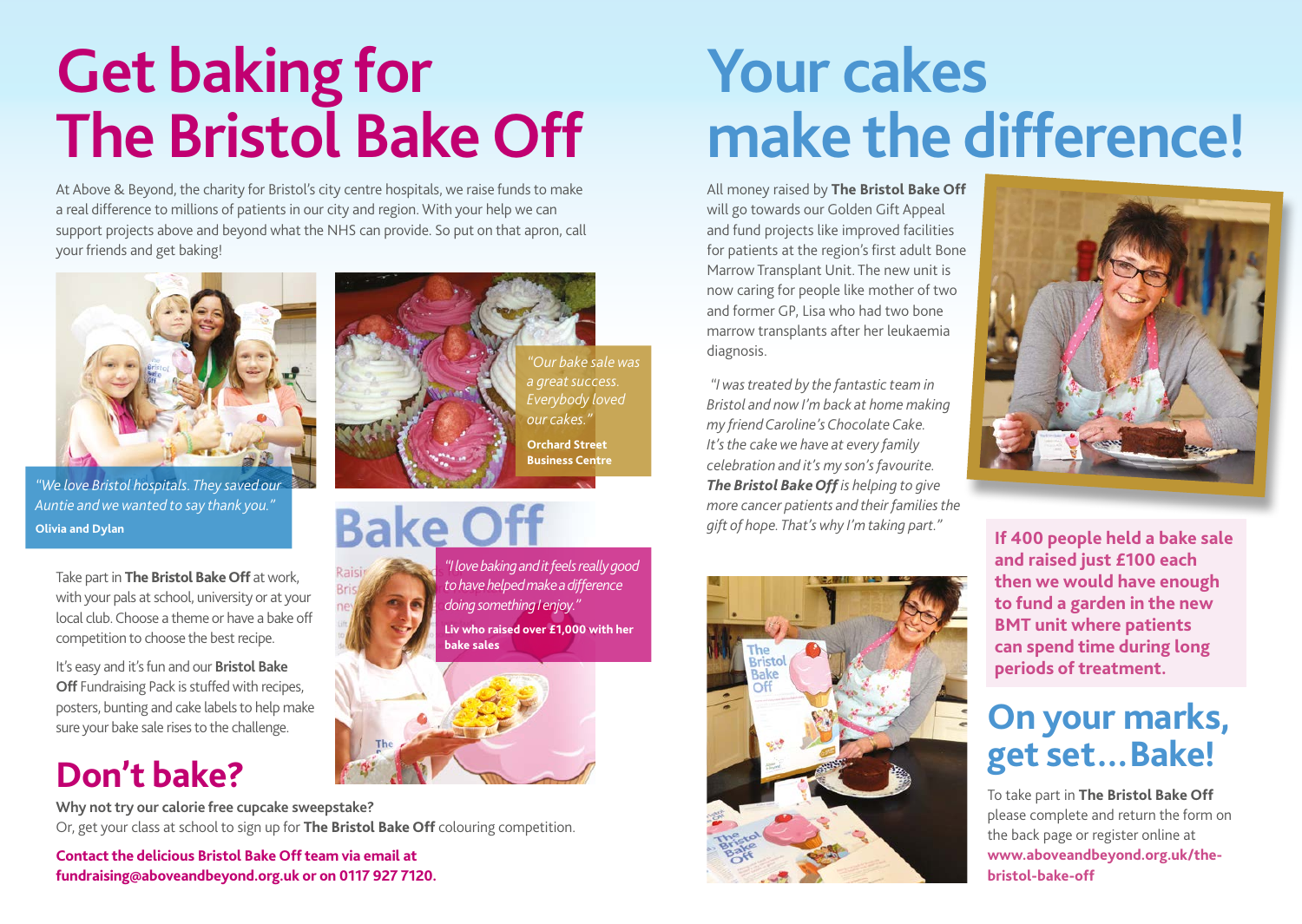# Get baking for The Bristol Bake Off

At Above & Beyond, the charity for Bristol's city centre hospitals, we raise funds to make a real difference to millions of patients in our city and region. With your help we can support projects above and beyond what the NHS can provide. So put on that apron, call your friends and get baking!

*"We love Bristol hospitals. They saved our Auntie and we wanted to say thank you."*
**Olivia and Dylan**

*"Our bake sale was a great success. Everybody loved our cakes."*
**Orchard Street Business Centre**

*"I love baking and it feels really good to have helped make a difference doing something I enjoy."*
**Liv who raised over £1,000 with her bake sales**

Take part in **The Bristol Bake Off** at work, with your pals at school, university or at your local club. Choose a theme or have a bake off competition to choose the best recipe.

It's easy and it's fun and our **Bristol Bake Off** Fundraising Pack is stuffed with recipes, posters, bunting and cake labels to help make sure your bake sale rises to the challenge.

## Don't bake?

**Why not try our calorie free cupcake sweepstake?**
Or, get your class at school to sign up for **The Bristol Bake Off** colouring competition.

**Contact the delicious Bristol Bake Off team via email at fundraising@aboveandbeyond.org.uk or on 0117 927 7120.**

# Your cakes make the difference!

All money raised by **The Bristol Bake Off** will go towards our Golden Gift Appeal and fund projects like improved facilities for patients at the region's first adult Bone Marrow Transplant Unit. The new unit is now caring for people like mother of two and former GP, Lisa who had two bone marrow transplants after her leukaemia diagnosis.

*"I was treated by the fantastic team in Bristol and now I'm back at home making my friend Caroline's Chocolate Cake. It's the cake we have at every family celebration and it's my son's favourite.* ***The Bristol Bake Off*** *is helping to give more cancer patients and their families the gift of hope. That's why I'm taking part."*

**If 400 people held a bake sale and raised just £100 each then we would have enough to fund a garden in the new BMT unit where patients can spend time during long periods of treatment.**

## On your marks, get set...Bake!

To take part in **The Bristol Bake Off** please complete and return the form on the back page or register online at **www.aboveandbeyond.org.uk/the-bristol-bake-off**